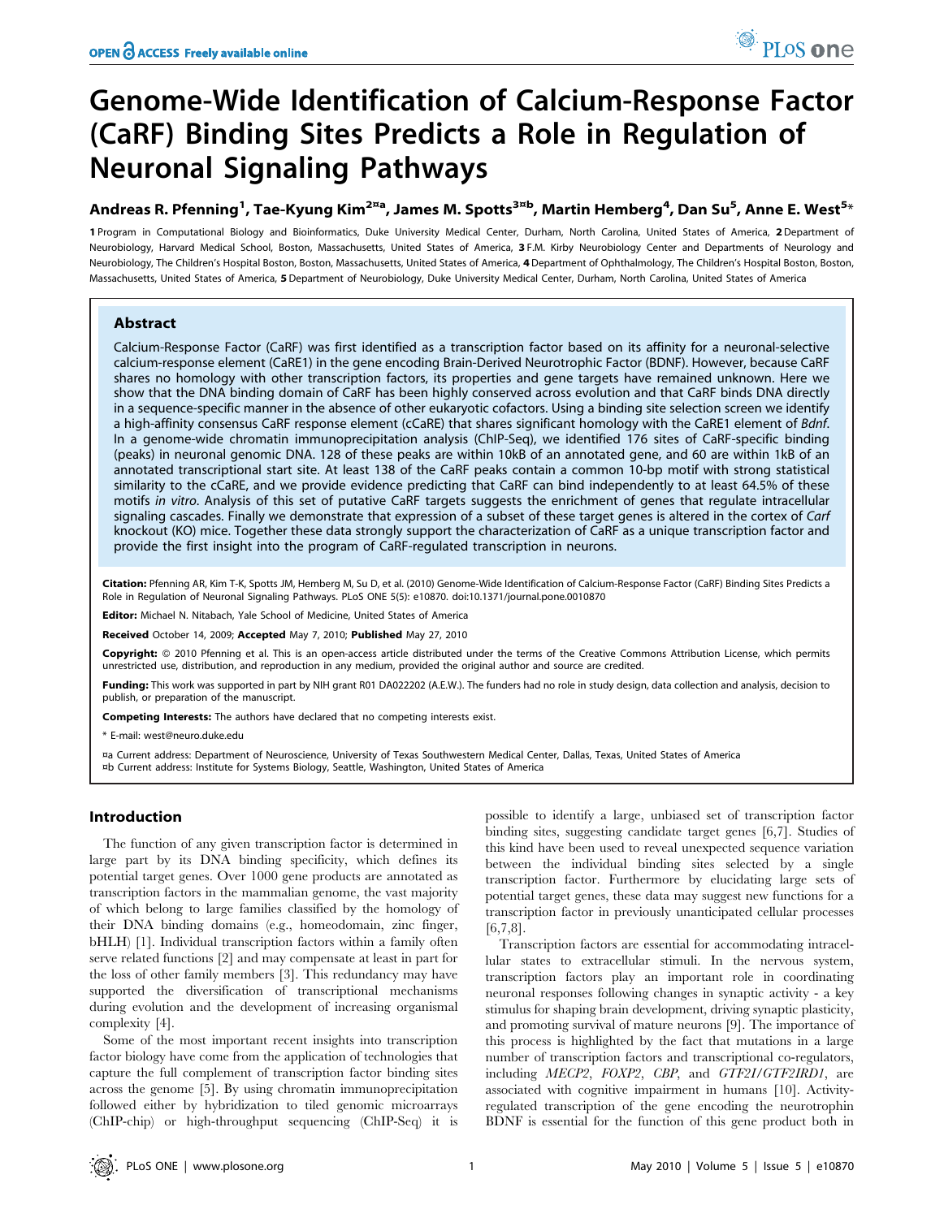# Genome-Wide Identification of Calcium-Response Factor (CaRF) Binding Sites Predicts a Role in Regulation of Neuronal Signaling Pathways

**Andreas R. Pfenning[1], Tae-Kyung Kim[2¤a], James M. Spotts[3¤b], Martin Hemberg[4], Dan Su[5], Anne E. West[5*]**

**1** Program in Computational Biology and Bioinformatics, Duke University Medical Center, Durham, North Carolina, United States of America, **2** Department of Neurobiology, Harvard Medical School, Boston, Massachusetts, United States of America, **3** F.M. Kirby Neurobiology Center and Departments of Neurology and Neurobiology, The Children's Hospital Boston, Boston, Massachusetts, United States of America, **4** Department of Ophthalmology, The Children's Hospital Boston, Boston, Massachusetts, United States of America, **5** Department of Neurobiology, Duke University Medical Center, Durham, North Carolina, United States of America

## Abstract

Calcium-Response Factor (CaRF) was first identified as a transcription factor based on its affinity for a neuronal-selective calcium-response element (CaRE1) in the gene encoding Brain-Derived Neurotrophic Factor (BDNF). However, because CaRF shares no homology with other transcription factors, its properties and gene targets have remained unknown. Here we show that the DNA binding domain of CaRF has been highly conserved across evolution and that CaRF binds DNA directly in a sequence-specific manner in the absence of other eukaryotic cofactors. Using a binding site selection screen we identify a high-affinity consensus CaRF response element (cCaRE) that shares significant homology with the CaRE1 element of *Bdnf*. In a genome-wide chromatin immunoprecipitation analysis (ChIP-Seq), we identified 176 sites of CaRF-specific binding (peaks) in neuronal genomic DNA. 128 of these peaks are within 10kB of an annotated gene, and 60 are within 1kB of an annotated transcriptional start site. At least 138 of the CaRF peaks contain a common 10-bp motif with strong statistical similarity to the cCaRE, and we provide evidence predicting that CaRF can bind independently to at least 64.5% of these motifs *in vitro*. Analysis of this set of putative CaRF targets suggests the enrichment of genes that regulate intracellular signaling cascades. Finally we demonstrate that expression of a subset of these target genes is altered in the cortex of *Carf* knockout (KO) mice. Together these data strongly support the characterization of CaRF as a unique transcription factor and provide the first insight into the program of CaRF-regulated transcription in neurons.

**Citation:** Pfenning AR, Kim T-K, Spotts JM, Hemberg M, Su D, et al. (2010) Genome-Wide Identification of Calcium-Response Factor (CaRF) Binding Sites Predicts a Role in Regulation of Neuronal Signaling Pathways. PLoS ONE 5(5): e10870. doi:10.1371/journal.pone.0010870

**Editor:** Michael N. Nitabach, Yale School of Medicine, United States of America

**Received** October 14, 2009; **Accepted** May 7, 2010; **Published** May 27, 2010

**Copyright:** © 2010 Pfenning et al. This is an open-access article distributed under the terms of the Creative Commons Attribution License, which permits unrestricted use, distribution, and reproduction in any medium, provided the original author and source are credited.

**Funding:** This work was supported in part by NIH grant R01 DA022202 (A.E.W.). The funders had no role in study design, data collection and analysis, decision to publish, or preparation of the manuscript.

**Competing Interests:** The authors have declared that no competing interests exist.

\* E-mail: west@neuro.duke.edu

¤a Current address: Department of Neuroscience, University of Texas Southwestern Medical Center, Dallas, Texas, United States of America
¤b Current address: Institute for Systems Biology, Seattle, Washington, United States of America

## Introduction

The function of any given transcription factor is determined in large part by its DNA binding specificity, which defines its potential target genes. Over 1000 gene products are annotated as transcription factors in the mammalian genome, the vast majority of which belong to large families classified by the homology of their DNA binding domains (e.g., homeodomain, zinc finger, bHLH) [1]. Individual transcription factors within a family often serve related functions [2] and may compensate at least in part for the loss of other family members [3]. This redundancy may have supported the diversification of transcriptional mechanisms during evolution and the development of increasing organismal complexity [4].

Some of the most important recent insights into transcription factor biology have come from the application of technologies that capture the full complement of transcription factor binding sites across the genome [5]. By using chromatin immunoprecipitation followed either by hybridization to tiled genomic microarrays (ChIP-chip) or high-throughput sequencing (ChIP-Seq) it is possible to identify a large, unbiased set of transcription factor binding sites, suggesting candidate target genes [6,7]. Studies of this kind have been used to reveal unexpected sequence variation between the individual binding sites selected by a single transcription factor. Furthermore by elucidating large sets of potential target genes, these data may suggest new functions for a transcription factor in previously unanticipated cellular processes [6,7,8].

Transcription factors are essential for accommodating intracellular states to extracellular stimuli. In the nervous system, transcription factors play an important role in coordinating neuronal responses following changes in synaptic activity - a key stimulus for shaping brain development, driving synaptic plasticity, and promoting survival of mature neurons [9]. The importance of this process is highlighted by the fact that mutations in a large number of transcription factors and transcriptional co-regulators, including *MECP2*, *FOXP2*, *CBP*, and *GTF2I/GTF2IRD1*, are associated with cognitive impairment in humans [10]. Activity-regulated transcription of the gene encoding the neurotrophin BDNF is essential for the function of this gene product both in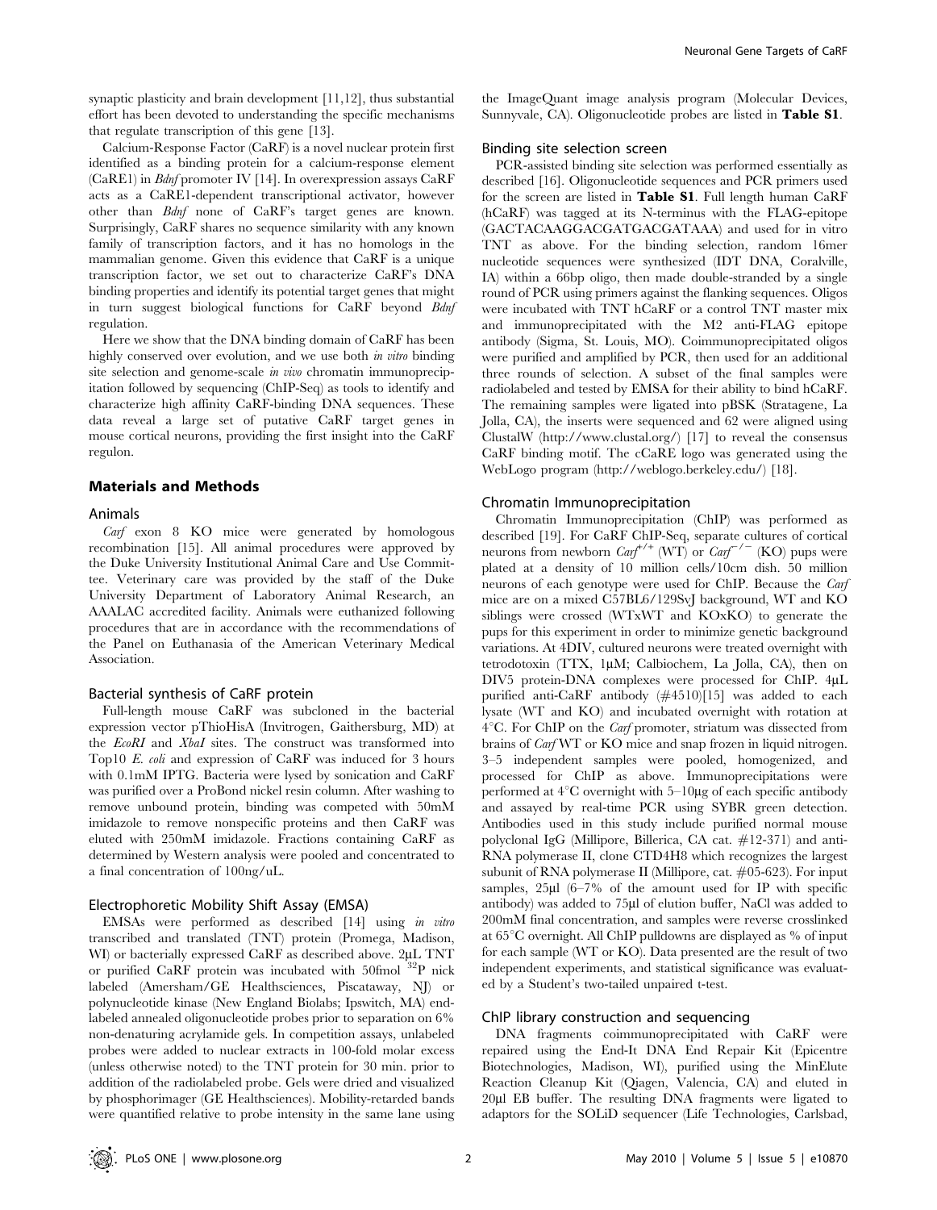synaptic plasticity and brain development [11,12], thus substantial effort has been devoted to understanding the specific mechanisms that regulate transcription of this gene [13].

Calcium-Response Factor (CaRF) is a novel nuclear protein first identified as a binding protein for a calcium-response element (CaRE1) in *Bdnf* promoter IV [14]. In overexpression assays CaRF acts as a CaRE1-dependent transcriptional activator, however other than *Bdnf* none of CaRF's target genes are known. Surprisingly, CaRF shares no sequence similarity with any known family of transcription factors, and it has no homologs in the mammalian genome. Given this evidence that CaRF is a unique transcription factor, we set out to characterize CaRF's DNA binding properties and identify its potential target genes that might in turn suggest biological functions for CaRF beyond *Bdnf* regulation.

Here we show that the DNA binding domain of CaRF has been highly conserved over evolution, and we use both *in vitro* binding site selection and genome-scale *in vivo* chromatin immunoprecipitation followed by sequencing (ChIP-Seq) as tools to identify and characterize high affinity CaRF-binding DNA sequences. These data reveal a large set of putative CaRF target genes in mouse cortical neurons, providing the first insight into the CaRF regulon.

## Materials and Methods

### Animals

*Carf* exon 8 KO mice were generated by homologous recombination [15]. All animal procedures were approved by the Duke University Institutional Animal Care and Use Committee. Veterinary care was provided by the staff of the Duke University Department of Laboratory Animal Research, an AAALAC accredited facility. Animals were euthanized following procedures that are in accordance with the recommendations of the Panel on Euthanasia of the American Veterinary Medical Association.

### Bacterial synthesis of CaRF protein

Full-length mouse CaRF was subcloned in the bacterial expression vector pThioHisA (Invitrogen, Gaithersburg, MD) at the *EcoRI* and *XbaI* sites. The construct was transformed into Top10 *E. coli* and expression of CaRF was induced for 3 hours with 0.1mM IPTG. Bacteria were lysed by sonication and CaRF was purified over a ProBond nickel resin column. After washing to remove unbound protein, binding was competed with 50mM imidazole to remove nonspecific proteins and then CaRF was eluted with 250mM imidazole. Fractions containing CaRF as determined by Western analysis were pooled and concentrated to a final concentration of 100ng/uL.

### Electrophoretic Mobility Shift Assay (EMSA)

EMSAs were performed as described [14] using *in vitro* transcribed and translated (TNT) protein (Promega, Madison, WI) or bacterially expressed CaRF as described above. 2μL TNT or purified CaRF protein was incubated with 50fmol $^{32}$P nick labeled (Amersham/GE Healthsciences, Piscataway, NJ) or polynucleotide kinase (New England Biolabs; Ipswitch, MA) end-labeled annealed oligonucleotide probes prior to separation on 6% non-denaturing acrylamide gels. In competition assays, unlabeled probes were added to nuclear extracts in 100-fold molar excess (unless otherwise noted) to the TNT protein for 30 min. prior to addition of the radiolabeled probe. Gels were dried and visualized by phosphorimager (GE Healthsciences). Mobility-retarded bands were quantified relative to probe intensity in the same lane using the ImageQuant image analysis program (Molecular Devices, Sunnyvale, CA). Oligonucleotide probes are listed in **Table S1**.

### Binding site selection screen

PCR-assisted binding site selection was performed essentially as described [16]. Oligonucleotide sequences and PCR primers used for the screen are listed in **Table S1**. Full length human CaRF (hCaRF) was tagged at its N-terminus with the FLAG-epitope (GACTACAAGGACGATGACGATAAA) and used for in vitro TNT as above. For the binding selection, random 16mer nucleotide sequences were synthesized (IDT DNA, Coralville, IA) within a 66bp oligo, then made double-stranded by a single round of PCR using primers against the flanking sequences. Oligos were incubated with TNT hCaRF or a control TNT master mix and immunoprecipitated with the M2 anti-FLAG epitope antibody (Sigma, St. Louis, MO). Coimmunoprecipitated oligos were purified and amplified by PCR, then used for an additional three rounds of selection. A subset of the final samples were radiolabeled and tested by EMSA for their ability to bind hCaRF. The remaining samples were ligated into pBSK (Stratagene, La Jolla, CA), the inserts were sequenced and 62 were aligned using ClustalW (http://www.clustal.org/) [17] to reveal the consensus CaRF binding motif. The cCaRE logo was generated using the WebLogo program (http://weblogo.berkeley.edu/) [18].

### Chromatin Immunoprecipitation

Chromatin Immunoprecipitation (ChIP) was performed as described [19]. For CaRF ChIP-Seq, separate cultures of cortical neurons from newborn $Carf^{+/+}$ (WT) or $Carf^{-/-}$ (KO) pups were plated at a density of 10 million cells/10cm dish. 50 million neurons of each genotype were used for ChIP. Because the *Carf* mice are on a mixed C57BL6/129SvJ background, WT and KO siblings were crossed (WTxWT and KOxKO) to generate the pups for this experiment in order to minimize genetic background variations. At 4DIV, cultured neurons were treated overnight with tetrodotoxin (TTX, 1μM; Calbiochem, La Jolla, CA), then on DIV5 protein-DNA complexes were processed for ChIP. 4μL purified anti-CaRF antibody (#4510)[15] was added to each lysate (WT and KO) and incubated overnight with rotation at 4°C. For ChIP on the *Carf* promoter, striatum was dissected from brains of *Carf* WT or KO mice and snap frozen in liquid nitrogen. 3–5 independent samples were pooled, homogenized, and processed for ChIP as above. Immunoprecipitations were performed at 4°C overnight with 5–10μg of each specific antibody and assayed by real-time PCR using SYBR green detection. Antibodies used in this study include purified normal mouse polyclonal IgG (Millipore, Billerica, CA cat. #12-371) and anti-RNA polymerase II, clone CTD4H8 which recognizes the largest subunit of RNA polymerase II (Millipore, cat. #05-623). For input samples, 25μl (6–7% of the amount used for IP with specific antibody) was added to 75μl of elution buffer, NaCl was added to 200mM final concentration, and samples were reverse crosslinked at 65°C overnight. All ChIP pulldowns are displayed as % of input for each sample (WT or KO). Data presented are the result of two independent experiments, and statistical significance was evaluated by a Student's two-tailed unpaired t-test.

### ChIP library construction and sequencing

DNA fragments coimmunoprecipitated with CaRF were repaired using the End-It DNA End Repair Kit (Epicentre Biotechnologies, Madison, WI), purified using the MinElute Reaction Cleanup Kit (Qiagen, Valencia, CA) and eluted in 20μl EB buffer. The resulting DNA fragments were ligated to adaptors for the SOLiD sequencer (Life Technologies, Carlsbad,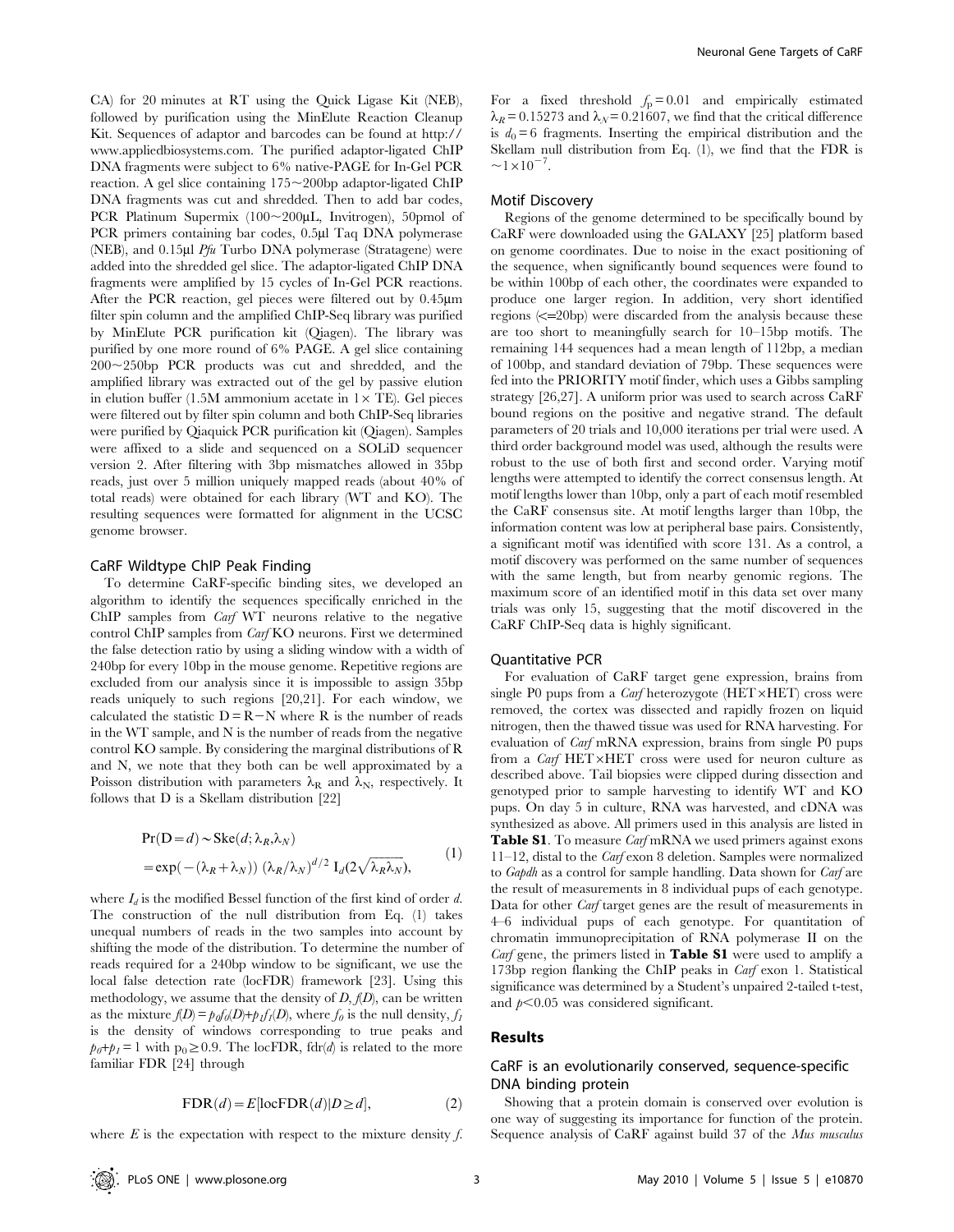CA) for 20 minutes at RT using the Quick Ligase Kit (NEB), followed by purification using the MinElute Reaction Cleanup Kit. Sequences of adaptor and barcodes can be found at http://www.appliedbiosystems.com. The purified adaptor-ligated ChIP DNA fragments were subject to 6% native-PAGE for In-Gel PCR reaction. A gel slice containing 175~200bp adaptor-ligated ChIP DNA fragments was cut and shredded. Then to add bar codes, PCR Platinum Supermix (100~200µL, Invitrogen), 50pmol of PCR primers containing bar codes, 0.5µl Taq DNA polymerase (NEB), and 0.15µl *Pfu* Turbo DNA polymerase (Stratagene) were added into the shredded gel slice. The adaptor-ligated ChIP DNA fragments were amplified by 15 cycles of In-Gel PCR reactions. After the PCR reaction, gel pieces were filtered out by 0.45µm filter spin column and the amplified ChIP-Seq library was purified by MinElute PCR purification kit (Qiagen). The library was purified by one more round of 6% PAGE. A gel slice containing 200~250bp PCR products was cut and shredded, and the amplified library was extracted out of the gel by passive elution in elution buffer (1.5M ammonium acetate in 1× TE). Gel pieces were filtered out by filter spin column and both ChIP-Seq libraries were purified by Qiaquick PCR purification kit (Qiagen). Samples were affixed to a slide and sequenced on a SOLiD sequencer version 2. After filtering with 3bp mismatches allowed in 35bp reads, just over 5 million uniquely mapped reads (about 40% of total reads) were obtained for each library (WT and KO). The resulting sequences were formatted for alignment in the UCSC genome browser.

### CaRF Wildtype ChIP Peak Finding

To determine CaRF-specific binding sites, we developed an algorithm to identify the sequences specifically enriched in the ChIP samples from *Carf* WT neurons relative to the negative control ChIP samples from *Carf* KO neurons. First we determined the false detection ratio by using a sliding window with a width of 240bp for every 10bp in the mouse genome. Repetitive regions are excluded from our analysis since it is impossible to assign 35bp reads uniquely to such regions [20,21]. For each window, we calculated the statistic D = R−N where R is the number of reads in the WT sample, and N is the number of reads from the negative control KO sample. By considering the marginal distributions of R and N, we note that they both can be well approximated by a Poisson distribution with parameters $\lambda_R$ and $\lambda_N$, respectively. It follows that D is a Skellam distribution [22]

$$
\begin{aligned}
\Pr(D=d) &\sim \mathrm{Ske}(d;\lambda_R,\lambda_N) \\
&= \exp(-(\lambda_R+\lambda_N))\,(\lambda_R/\lambda_N)^{d/2}\, I_d(2\sqrt{\lambda_R\lambda_N}),
\end{aligned} \tag{1}
$$

where $I_d$ is the modified Bessel function of the first kind of order $d$. The construction of the null distribution from Eq. (1) takes unequal numbers of reads in the two samples into account by shifting the mode of the distribution. To determine the number of reads required for a 240bp window to be significant, we use the local false detection rate (locFDR) framework [23]. Using this methodology, we assume that the density of $D$, $f(D)$, can be written as the mixture $f(D)=p_0f_0(D)+p_1f_1(D)$, where $f_0$ is the null density, $f_1$ is the density of windows corresponding to true peaks and $p_0+p_1=1$ with $p_0 \geq 0.9$. The locFDR, fdr($d$) is related to the more familiar FDR [24] through

$$
\mathrm{FDR}(d)=E[\mathrm{locFDR}(d)|D\geq d], \tag{2}
$$

where $E$ is the expectation with respect to the mixture density $f$. For a fixed threshold $f_p=0.01$ and empirically estimated $\lambda_R=0.15273$ and $\lambda_N=0.21607$, we find that the critical difference is $d_0=6$ fragments. Inserting the empirical distribution and the Skellam null distribution from Eq. (1), we find that the FDR is $\sim 1\times10^{-7}$.

### Motif Discovery

Regions of the genome determined to be specifically bound by CaRF were downloaded using the GALAXY [25] platform based on genome coordinates. Due to noise in the exact positioning of the sequence, when significantly bound sequences were found to be within 100bp of each other, the coordinates were expanded to produce one larger region. In addition, very short identified regions (<=20bp) were discarded from the analysis because these are too short to meaningfully search for 10–15bp motifs. The remaining 144 sequences had a mean length of 112bp, a median of 100bp, and standard deviation of 79bp. These sequences were fed into the PRIORITY motif finder, which uses a Gibbs sampling strategy [26,27]. A uniform prior was used to search across CaRF bound regions on the positive and negative strand. The default parameters of 20 trials and 10,000 iterations per trial were used. A third order background model was used, although the results were robust to the use of both first and second order. Varying motif lengths were attempted to identify the correct consensus length. At motif lengths lower than 10bp, only a part of each motif resembled the CaRF consensus site. At motif lengths larger than 10bp, the information content was low at peripheral base pairs. Consistently, a significant motif was identified with score 131. As a control, a motif discovery was performed on the same number of sequences with the same length, but from nearby genomic regions. The maximum score of an identified motif in this data set over many trials was only 15, suggesting that the motif discovered in the CaRF ChIP-Seq data is highly significant.

### Quantitative PCR

For evaluation of CaRF target gene expression, brains from single P0 pups from a *Carf* heterozygote (HET×HET) cross were removed, the cortex was dissected and rapidly frozen on liquid nitrogen, then the thawed tissue was used for RNA harvesting. For evaluation of *Carf* mRNA expression, brains from single P0 pups from a *Carf* HET×HET cross were used for neuron culture as described above. Tail biopsies were clipped during dissection and genotyped prior to sample harvesting to identify WT and KO pups. On day 5 in culture, RNA was harvested, and cDNA was synthesized as above. All primers used in this analysis are listed in **Table S1**. To measure *Carf* mRNA we used primers against exons 11–12, distal to the *Carf* exon 8 deletion. Samples were normalized to *Gapdh* as a control for sample handling. Data shown for *Carf* are the result of measurements in 8 individual pups of each genotype. Data for other *Carf* target genes are the result of measurements in 4–6 individual pups of each genotype. For quantitation of chromatin immunoprecipitation of RNA polymerase II on the *Carf* gene, the primers listed in **Table S1** were used to amplify a 173bp region flanking the ChIP peaks in *Carf* exon 1. Statistical significance was determined by a Student's unpaired 2-tailed t-test, and $p<0.05$ was considered significant.

## Results

### CaRF is an evolutionarily conserved, sequence-specific DNA binding protein

Showing that a protein domain is conserved over evolution is one way of suggesting its importance for function of the protein. Sequence analysis of CaRF against build 37 of the *Mus musculus*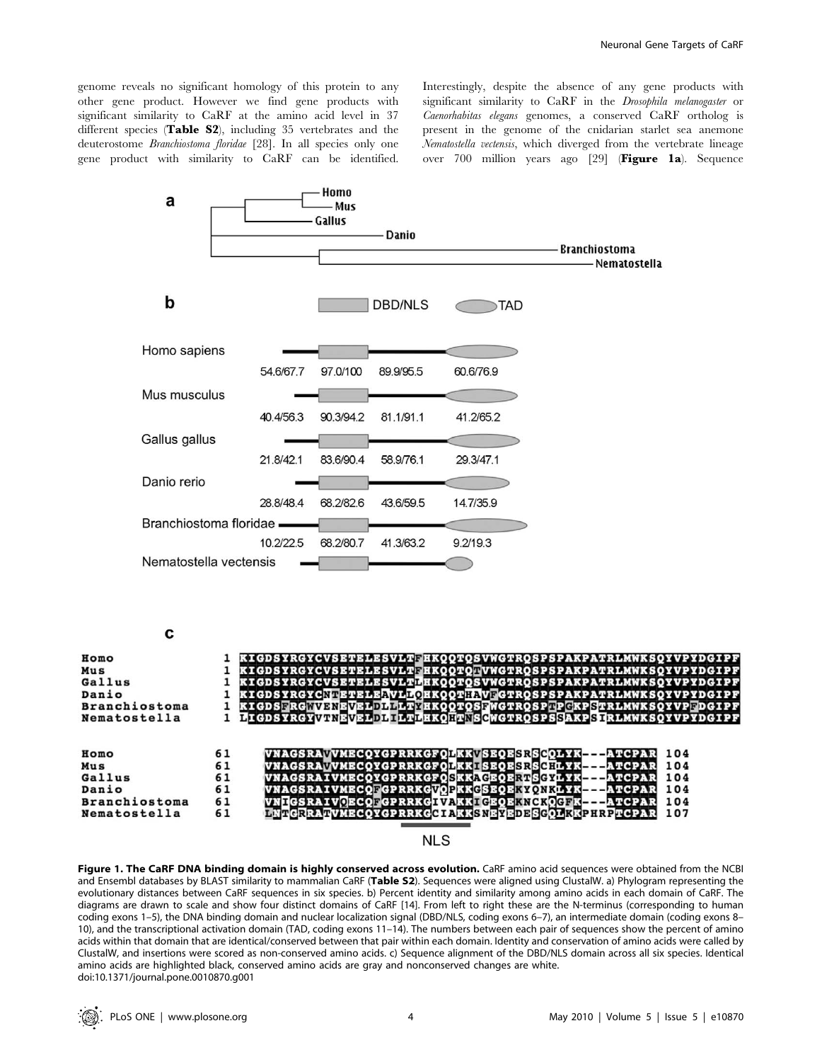genome reveals no significant homology of this protein to any other gene product. However we find gene products with significant similarity to CaRF at the amino acid level in 37 different species (**Table S2**), including 35 vertebrates and the deuterostome *Branchiostoma floridae* [28]. In all species only one gene product with similarity to CaRF can be identified. Interestingly, despite the absence of any gene products with significant similarity to CaRF in the *Drosophila melanogaster* or *Caenorhabitas elegans* genomes, a conserved CaRF ortholog is present in the genome of the cnidarian starlet sea anemone *Nematostella vectensis*, which diverged from the vertebrate lineage over 700 million years ago [29] (**Figure 1a**). Sequence

**Figure 1. The CaRF DNA binding domain is highly conserved across evolution.** CaRF amino acid sequences were obtained from the NCBI and Ensembl databases by BLAST similarity to mammalian CaRF (**Table S2**). Sequences were aligned using ClustalW. a) Phylogram representing the evolutionary distances between CaRF sequences in six species. b) Percent identity and similarity among amino acids in each domain of CaRF. The diagrams are drawn to scale and show four distinct domains of CaRF [14]. From left to right these are the N-terminus (corresponding to human coding exons 1–5), the DNA binding domain and nuclear localization signal (DBD/NLS, coding exons 6–7), an intermediate domain (coding exons 8–10), and the transcriptional activation domain (TAD, coding exons 11–14). The numbers between each pair of sequences show the percent of amino acids within that domain that are identical/conserved between that pair within each domain. Identity and conservation of amino acids were called by ClustalW, and insertions were scored as non-conserved amino acids. c) Sequence alignment of the DBD/NLS domain across all six species. Identical amino acids are highlighted black, conserved amino acids are gray and nonconserved changes are white.
doi:10.1371/journal.pone.0010870.g001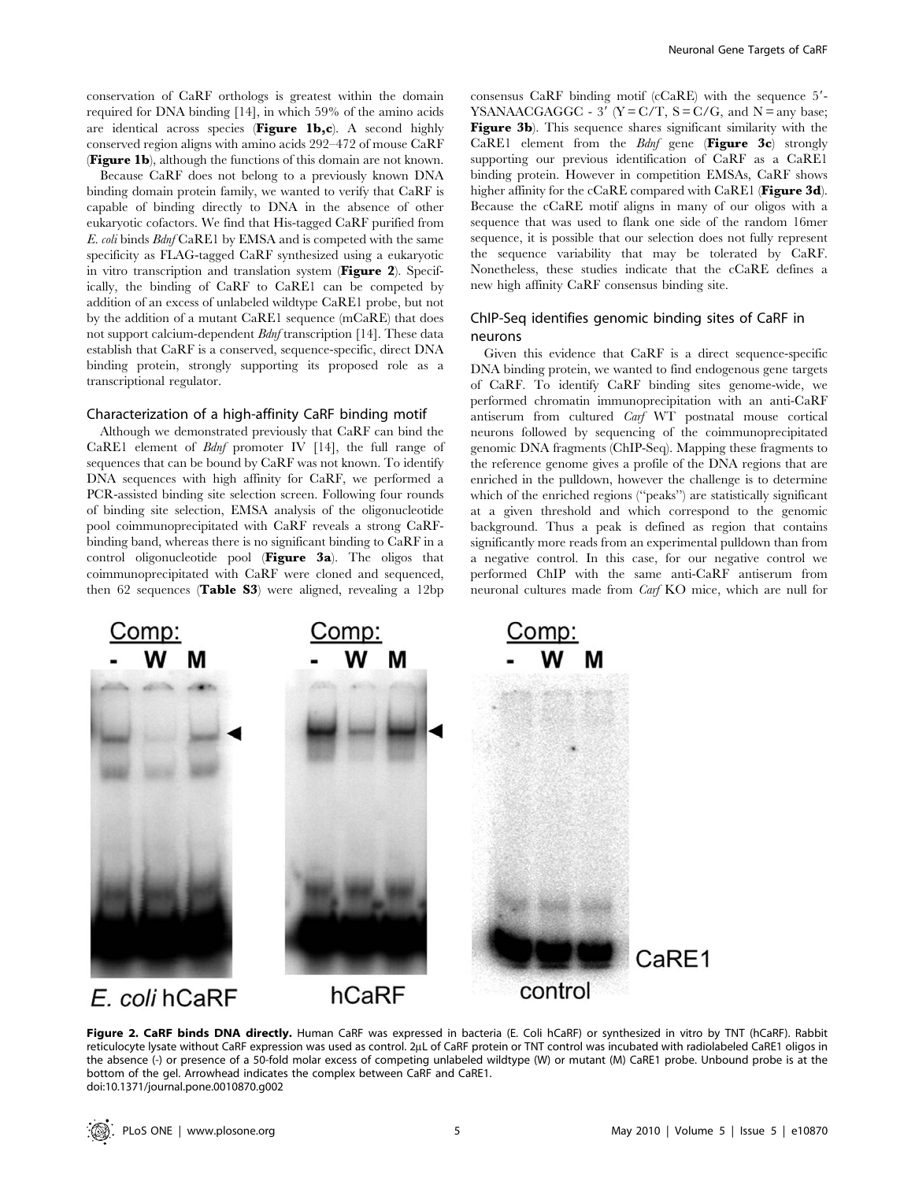conservation of CaRF orthologs is greatest within the domain required for DNA binding [14], in which 59% of the amino acids are identical across species (**Figure 1b,c**). A second highly conserved region aligns with amino acids 292–472 of mouse CaRF (**Figure 1b**), although the functions of this domain are not known.

Because CaRF does not belong to a previously known DNA binding domain protein family, we wanted to verify that CaRF is capable of binding directly to DNA in the absence of other eukaryotic cofactors. We find that His-tagged CaRF purified from *E. coli* binds *Bdnf* CaRE1 by EMSA and is competed with the same specificity as FLAG-tagged CaRF synthesized using a eukaryotic in vitro transcription and translation system (**Figure 2**). Specifically, the binding of CaRF to CaRE1 can be competed by addition of an excess of unlabeled wildtype CaRE1 probe, but not by the addition of a mutant CaRE1 sequence (mCaRE) that does not support calcium-dependent *Bdnf* transcription [14]. These data establish that CaRF is a conserved, sequence-specific, direct DNA binding protein, strongly supporting its proposed role as a transcriptional regulator.

### Characterization of a high-affinity CaRF binding motif

Although we demonstrated previously that CaRF can bind the CaRE1 element of *Bdnf* promoter IV [14], the full range of sequences that can be bound by CaRF was not known. To identify DNA sequences with high affinity for CaRF, we performed a PCR-assisted binding site selection screen. Following four rounds of binding site selection, EMSA analysis of the oligonucleotide pool coimmunoprecipitated with CaRF reveals a strong CaRF-binding band, whereas there is no significant binding to CaRF in a control oligonucleotide pool (**Figure 3a**). The oligos that coimmunoprecipitated with CaRF were cloned and sequenced, then 62 sequences (**Table S3**) were aligned, revealing a 12bp consensus CaRF binding motif (cCaRE) with the sequence 5′-YSANAACGAGGC - 3′ (Y = C/T, S = C/G, and N = any base; **Figure 3b**). This sequence shares significant similarity with the CaRE1 element from the *Bdnf* gene (**Figure 3c**) strongly supporting our previous identification of CaRF as a CaRE1 binding protein. However in competition EMSAs, CaRF shows higher affinity for the cCaRE compared with CaRE1 (**Figure 3d**). Because the cCaRE motif aligns in many of our oligos with a sequence that was used to flank one side of the random 16mer sequence, it is possible that our selection does not fully represent the sequence variability that may be tolerated by CaRF. Nonetheless, these studies indicate that the cCaRE defines a new high affinity CaRF consensus binding site.

### ChIP-Seq identifies genomic binding sites of CaRF in neurons

Given this evidence that CaRF is a direct sequence-specific DNA binding protein, we wanted to find endogenous gene targets of CaRF. To identify CaRF binding sites genome-wide, we performed chromatin immunoprecipitation with an anti-CaRF antiserum from cultured *Carf* WT postnatal mouse cortical neurons followed by sequencing of the coimmunoprecipitated genomic DNA fragments (ChIP-Seq). Mapping these fragments to the reference genome gives a profile of the DNA regions that are enriched in the pulldown, however the challenge is to determine which of the enriched regions ("peaks") are statistically significant at a given threshold and which correspond to the genomic background. Thus a peak is defined as region that contains significantly more reads from an experimental pulldown than from a negative control. In this case, for our negative control we performed ChIP with the same anti-CaRF antiserum from neuronal cultures made from *Carf* KO mice, which are null for

**Figure 2. CaRF binds DNA directly.** Human CaRF was expressed in bacteria (E. Coli hCaRF) or synthesized in vitro by TNT (hCaRF). Rabbit reticulocyte lysate without CaRF expression was used as control. 2µL of CaRF protein or TNT control was incubated with radiolabeled CaRE1 oligos in the absence (-) or presence of a 50-fold molar excess of competing unlabeled wildtype (W) or mutant (M) CaRE1 probe. Unbound probe is at the bottom of the gel. Arrowhead indicates the complex between CaRF and CaRE1.
doi:10.1371/journal.pone.0010870.g002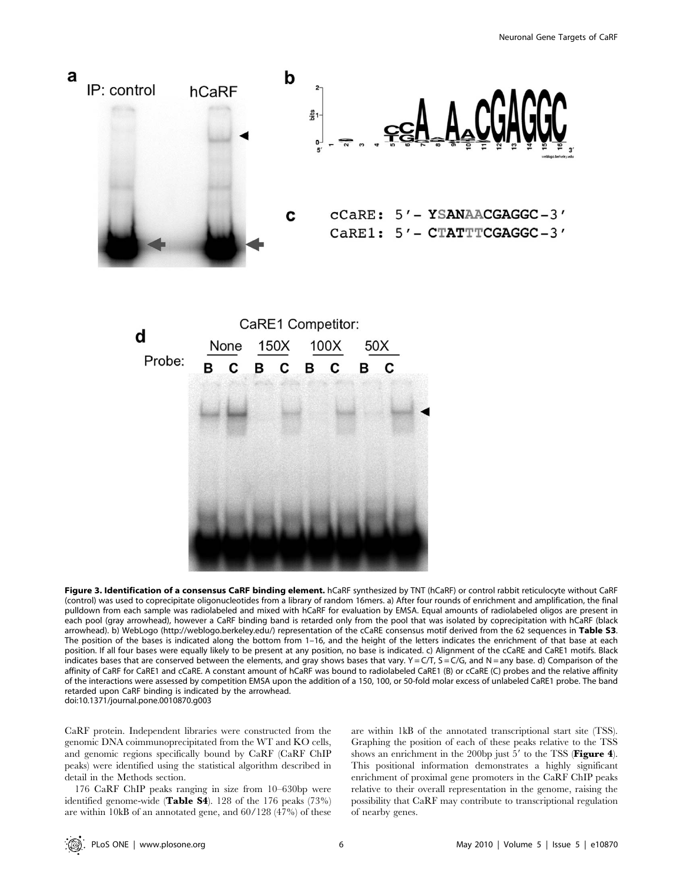**Figure 3. Identification of a consensus CaRF binding element.** hCaRF synthesized by TNT (hCaRF) or control rabbit reticulocyte without CaRF (control) was used to coprecipitate oligonucleotides from a library of random 16mers. a) After four rounds of enrichment and amplification, the final pulldown from each sample was radiolabeled and mixed with hCaRF for evaluation by EMSA. Equal amounts of radiolabeled oligos are present in each pool (gray arrowhead), however a CaRF binding band is retarded only from the pool that was isolated by coprecipitation with hCaRF (black arrowhead). b) WebLogo (http://weblogo.berkeley.edu/) representation of the cCaRE consensus motif derived from the 62 sequences in **Table S3**. The position of the bases is indicated along the bottom from 1–16, and the height of the letters indicates the enrichment of that base at each position. If all four bases were equally likely to be present at any position, no base is indicated. c) Alignment of the cCaRE and CaRE1 motifs. Black indicates bases that are conserved between the elements, and gray shows bases that vary. Y = C/T, S = C/G, and N = any base. d) Comparison of the affinity of CaRF for CaRE1 and cCaRE. A constant amount of hCaRF was bound to radiolabeled CaRE1 (B) or cCaRE (C) probes and the relative affinity of the interactions were assessed by competition EMSA upon the addition of a 150, 100, or 50-fold molar excess of unlabeled CaRE1 probe. The band retarded upon CaRF binding is indicated by the arrowhead.
doi:10.1371/journal.pone.0010870.g003

CaRF protein. Independent libraries were constructed from the genomic DNA coimmunoprecipitated from the WT and KO cells, and genomic regions specifically bound by CaRF (CaRF ChIP peaks) were identified using the statistical algorithm described in detail in the Methods section.

176 CaRF ChIP peaks ranging in size from 10–630bp were identified genome-wide (**Table S4**). 128 of the 176 peaks (73%) are within 10kB of an annotated gene, and 60/128 (47%) of these are within 1kB of the annotated transcriptional start site (TSS). Graphing the position of each of these peaks relative to the TSS shows an enrichment in the 200bp just 5′ to the TSS (**Figure 4**). This positional information demonstrates a highly significant enrichment of proximal gene promoters in the CaRF ChIP peaks relative to their overall representation in the genome, raising the possibility that CaRF may contribute to transcriptional regulation of nearby genes.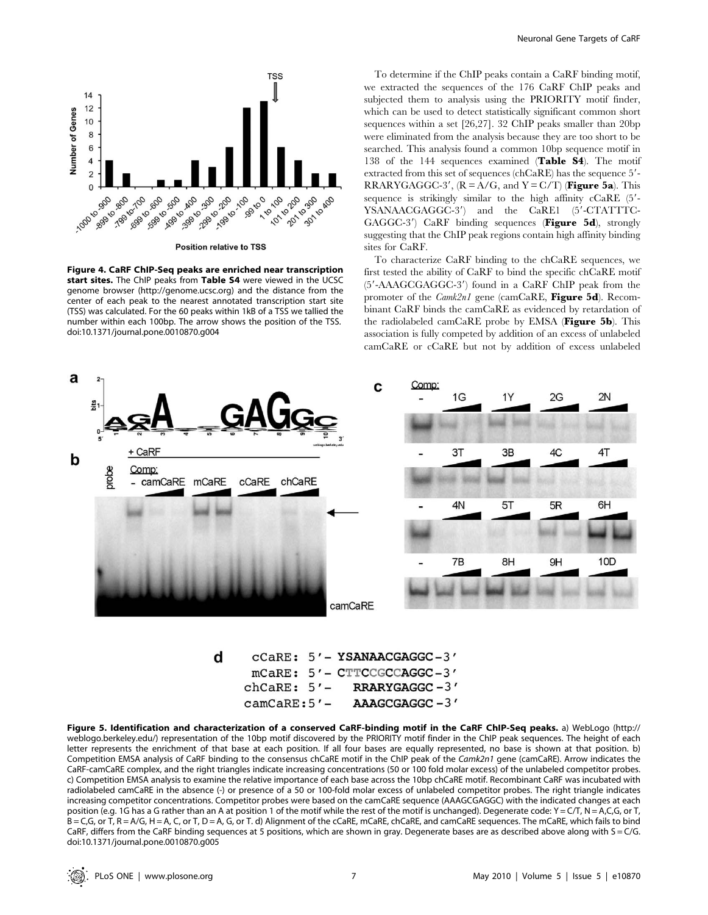**Figure 4. CaRF ChIP-Seq peaks are enriched near transcription start sites.** The ChIP peaks from **Table S4** were viewed in the UCSC genome browser (http://genome.ucsc.org) and the distance from the center of each peak to the nearest annotated transcription start site (TSS) was calculated. For the 60 peaks within 1kB of a TSS we tallied the number within each 100bp. The arrow shows the position of the TSS. doi:10.1371/journal.pone.0010870.g004

To determine if the ChIP peaks contain a CaRF binding motif, we extracted the sequences of the 176 CaRF ChIP peaks and subjected them to analysis using the PRIORITY motif finder, which can be used to detect statistically significant common short sequences within a set [26,27]. 32 ChIP peaks smaller than 20bp were eliminated from the analysis because they are too short to be searched. This analysis found a common 10bp sequence motif in 138 of the 144 sequences examined (**Table S4**). The motif extracted from this set of sequences (chCaRE) has the sequence 5′-RRARYGAGGC-3′, (R = A/G, and Y = C/T) (**Figure 5a**). This sequence is strikingly similar to the high affinity cCaRE (5′-YSANAACGAGGC-3′) and the CaRE1 (5′-CTATTTC-GAGGC-3′) CaRF binding sequences (**Figure 5d**), strongly suggesting that the ChIP peak regions contain high affinity binding sites for CaRF.

To characterize CaRF binding to the chCaRE sequences, we first tested the ability of CaRF to bind the specific chCaRE motif (5′-AAAGCGAGGC-3′) found in a CaRF ChIP peak from the promoter of the *Camk2n1* gene (camCaRE, **Figure 5d**). Recombinant CaRF binds the camCaRE as evidenced by retardation of the radiolabeled camCaRE probe by EMSA (**Figure 5b**). This association is fully competed by addition of an excess of unlabeled camCaRE or cCaRE but not by addition of excess unlabeled

```
cCaRE: 5'- YSANAACGAGGC-3'
mCaRE: 5'- CTTCCGCCAGGC-3'
chCaRE: 5'-   RRARYGAGGC-3'
camCaRE:5'-   AAAGCGAGGC-3'
```

**Figure 5. Identification and characterization of a conserved CaRF-binding motif in the CaRF ChIP-Seq peaks.** a) WebLogo (http://weblogo.berkeley.edu/) representation of the 10bp motif discovered by the PRIORITY motif finder in the ChIP peak sequences. The height of each letter represents the enrichment of that base at each position. If all four bases are equally represented, no base is shown at that position. b) Competition EMSA analysis of CaRF binding to the consensus chCaRE motif in the ChIP peak of the *Camk2n1* gene (camCaRE). Arrow indicates the CaRF-camCaRE complex, and the right triangles indicate increasing concentrations (50 or 100 fold molar excess) of the unlabeled competitor probes. c) Competition EMSA analysis to examine the relative importance of each base across the 10bp chCaRE motif. Recombinant CaRF was incubated with radiolabeled camCaRE in the absence (-) or presence of a 50 or 100-fold molar excess of unlabeled competitor probes. The right triangle indicates increasing competitor concentrations. Competitor probes were based on the camCaRE sequence (AAAGCGAGGC) with the indicated changes at each position (e.g. 1G has a G rather than an A at position 1 of the motif while the rest of the motif is unchanged). Degenerate code: Y = C/T, N = A,C,G, or T, B = C,G, or T, R = A/G, H = A, C, or T, D = A, G, or T. d) Alignment of the cCaRE, mCaRE, chCaRE, and camCaRE sequences. The mCaRE, which fails to bind CaRF, differs from the CaRF binding sequences at 5 positions, which are shown in gray. Degenerate bases are as described above along with S = C/G. doi:10.1371/journal.pone.0010870.g005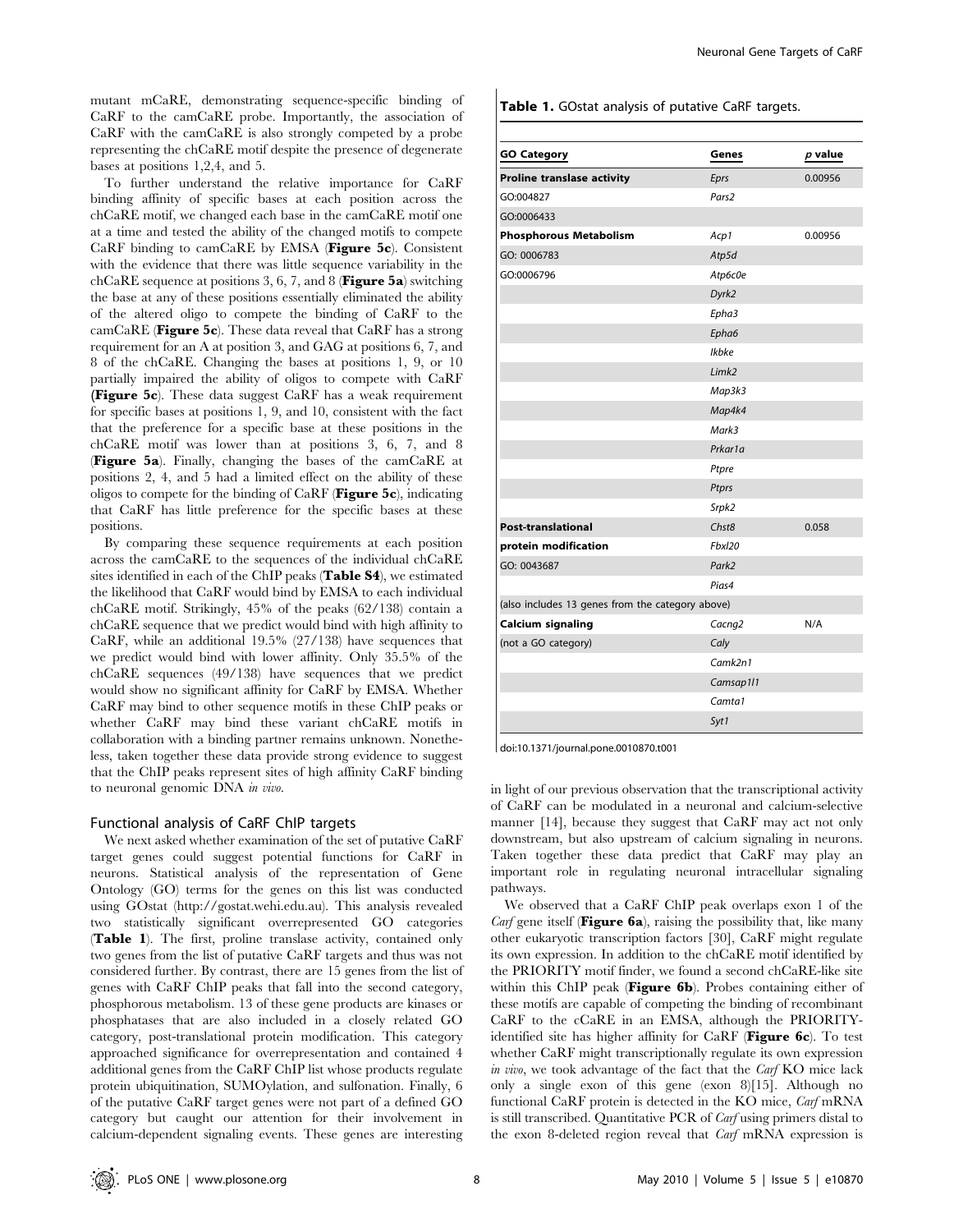mutant mCaRE, demonstrating sequence-specific binding of CaRF to the camCaRE probe. Importantly, the association of CaRF with the camCaRE is also strongly competed by a probe representing the chCaRE motif despite the presence of degenerate bases at positions 1,2,4, and 5.

To further understand the relative importance for CaRF binding affinity of specific bases at each position across the chCaRE motif, we changed each base in the camCaRE motif one at a time and tested the ability of the changed motifs to compete CaRF binding to camCaRE by EMSA (**Figure 5c**). Consistent with the evidence that there was little sequence variability in the chCaRE sequence at positions 3, 6, 7, and 8 (**Figure 5a**) switching the base at any of these positions essentially eliminated the ability of the altered oligo to compete the binding of CaRF to the camCaRE (**Figure 5c**). These data reveal that CaRF has a strong requirement for an A at position 3, and GAG at positions 6, 7, and 8 of the chCaRE. Changing the bases at positions 1, 9, or 10 partially impaired the ability of oligos to compete with CaRF (**Figure 5c**). These data suggest CaRF has a weak requirement for specific bases at positions 1, 9, and 10, consistent with the fact that the preference for a specific base at these positions in the chCaRE motif was lower than at positions 3, 6, 7, and 8 (**Figure 5a**). Finally, changing the bases of the camCaRE at positions 2, 4, and 5 had a limited effect on the ability of these oligos to compete for the binding of CaRF (**Figure 5c**), indicating that CaRF has little preference for the specific bases at these positions.

By comparing these sequence requirements at each position across the camCaRE to the sequences of the individual chCaRE sites identified in each of the ChIP peaks (**Table S4**), we estimated the likelihood that CaRF would bind by EMSA to each individual chCaRE motif. Strikingly, 45% of the peaks (62/138) contain a chCaRE sequence that we predict would bind with high affinity to CaRF, while an additional 19.5% (27/138) have sequences that we predict would bind with lower affinity. Only 35.5% of the chCaRE sequences (49/138) have sequences that we predict would show no significant affinity for CaRF by EMSA. Whether CaRF may bind to other sequence motifs in these ChIP peaks or whether CaRF may bind these variant chCaRE motifs in collaboration with a binding partner remains unknown. Nonetheless, taken together these data provide strong evidence to suggest that the ChIP peaks represent sites of high affinity CaRF binding to neuronal genomic DNA *in vivo*.

### Functional analysis of CaRF ChIP targets

We next asked whether examination of the set of putative CaRF target genes could suggest potential functions for CaRF in neurons. Statistical analysis of the representation of Gene Ontology (GO) terms for the genes on this list was conducted using GOstat (http://gostat.wehi.edu.au). This analysis revealed two statistically significant overrepresented GO categories (**Table 1**). The first, proline translase activity, contained only two genes from the list of putative CaRF targets and thus was not considered further. By contrast, there are 15 genes from the list of genes with CaRF ChIP peaks that fall into the second category, phosphorous metabolism. 13 of these gene products are kinases or phosphatases that are also included in a closely related GO category, post-translational protein modification. This category approached significance for overrepresentation and contained 4 additional genes from the CaRF ChIP list whose products regulate protein ubiquitination, SUMOylation, and sulfonation. Finally, 6 of the putative CaRF target genes were not part of a defined GO category but caught our attention for their involvement in calcium-dependent signaling events. These genes are interesting

**Table 1.** GOstat analysis of putative CaRF targets.

| GO Category | Genes | *p* value |
|---|---|---|
| **Proline translase activity** | *Eprs* | 0.00956 |
| GO:004827 | *Pars2* | |
| GO:0006433 | | |
| **Phosphorous Metabolism** | *Acp1* | 0.00956 |
| GO: 0006783 | *Atp5d* | |
| GO:0006796 | *Atp6c0e* | |
| | *Dyrk2* | |
| | *Epha3* | |
| | *Epha6* | |
| | *Ikbke* | |
| | *Limk2* | |
| | *Map3k3* | |
| | *Map4k4* | |
| | *Mark3* | |
| | *Prkar1a* | |
| | *Ptpre* | |
| | *Ptprs* | |
| | *Srpk2* | |
| **Post-translational** | *Chst8* | 0.058 |
| **protein modification** | *Fbxl20* | |
| GO: 0043687 | *Park2* | |
| | *Pias4* | |
| (also includes 13 genes from the category above) | | |
| **Calcium signaling** | *Cacng2* | N/A |
| (not a GO category) | *Caly* | |
| | *Camk2n1* | |
| | *Camsap1l1* | |
| | *Camta1* | |
| | *Syt1* | |

doi:10.1371/journal.pone.0010870.t001

in light of our previous observation that the transcriptional activity of CaRF can be modulated in a neuronal and calcium-selective manner [14], because they suggest that CaRF may act not only downstream, but also upstream of calcium signaling in neurons. Taken together these data predict that CaRF may play an important role in regulating neuronal intracellular signaling pathways.

We observed that a CaRF ChIP peak overlaps exon 1 of the *Carf* gene itself (**Figure 6a**), raising the possibility that, like many other eukaryotic transcription factors [30], CaRF might regulate its own expression. In addition to the chCaRE motif identified by the PRIORITY motif finder, we found a second chCaRE-like site within this ChIP peak (**Figure 6b**). Probes containing either of these motifs are capable of competing the binding of recombinant CaRF to the cCaRE in an EMSA, although the PRIORITY-identified site has higher affinity for CaRF (**Figure 6c**). To test whether CaRF might transcriptionally regulate its own expression *in vivo*, we took advantage of the fact that the *Carf* KO mice lack only a single exon of this gene (exon 8)[15]. Although no functional CaRF protein is detected in the KO mice, *Carf* mRNA is still transcribed. Quantitative PCR of *Carf* using primers distal to the exon 8-deleted region reveal that *Carf* mRNA expression is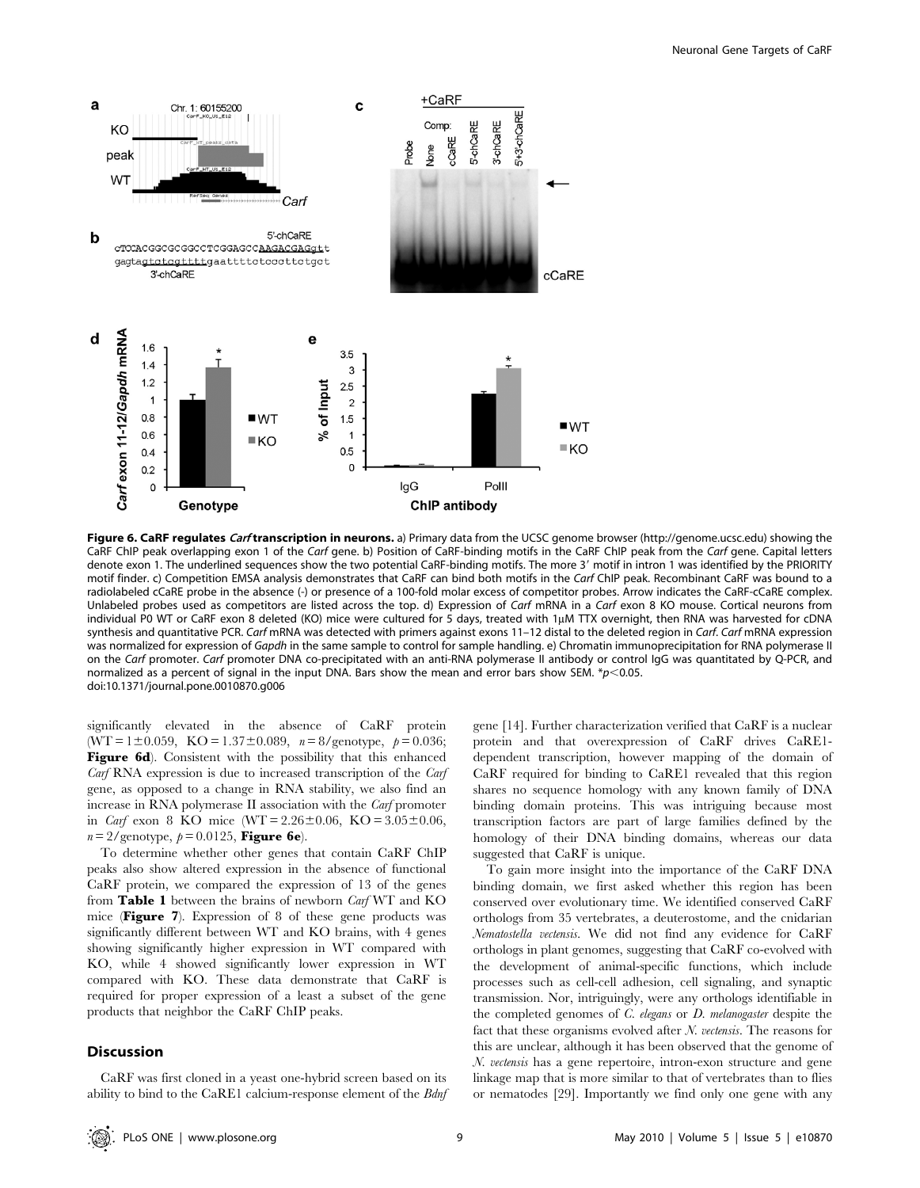**Figure 6. CaRF regulates *Carf* transcription in neurons.** a) Primary data from the UCSC genome browser (http://genome.ucsc.edu) showing the CaRF ChIP peak overlapping exon 1 of the *Carf* gene. b) Position of CaRF-binding motifs in the CaRF ChIP peak from the *Carf* gene. Capital letters denote exon 1. The underlined sequences show the two potential CaRF-binding motifs. The more 3′ motif in intron 1 was identified by the PRIORITY motif finder. c) Competition EMSA analysis demonstrates that CaRF can bind both motifs in the *Carf* ChIP peak. Recombinant CaRF was bound to a radiolabeled cCaRE probe in the absence (-) or presence of a 100-fold molar excess of competitor probes. Arrow indicates the CaRF-cCaRE complex. Unlabeled probes used as competitors are listed across the top. d) Expression of *Carf* mRNA in a *Carf* exon 8 KO mouse. Cortical neurons from individual P0 WT or CaRF exon 8 deleted (KO) mice were cultured for 5 days, treated with 1μM TTX overnight, then RNA was harvested for cDNA synthesis and quantitative PCR. *Carf* mRNA was detected with primers against exons 11–12 distal to the deleted region in *Carf*. *Carf* mRNA expression was normalized for expression of *Gapdh* in the same sample to control for sample handling. e) Chromatin immunoprecipitation for RNA polymerase II on the *Carf* promoter. *Carf* promoter DNA co-precipitated with an anti-RNA polymerase II antibody or control IgG was quantitated by Q-PCR, and normalized as a percent of signal in the input DNA. Bars show the mean and error bars show SEM. *$p<0.05$.
doi:10.1371/journal.pone.0010870.g006

significantly elevated in the absence of CaRF protein (WT = 1±0.059, KO = 1.37±0.089, $n = 8$/genotype, $p = 0.036$; **Figure 6d**). Consistent with the possibility that this enhanced *Carf* RNA expression is due to increased transcription of the *Carf* gene, as opposed to a change in RNA stability, we also find an increase in RNA polymerase II association with the *Carf* promoter in *Carf* exon 8 KO mice (WT = 2.26±0.06, KO = 3.05±0.06, $n = 2$/genotype, $p = 0.0125$, **Figure 6e**).

To determine whether other genes that contain CaRF ChIP peaks also show altered expression in the absence of functional CaRF protein, we compared the expression of 13 of the genes from **Table 1** between the brains of newborn *Carf* WT and KO mice (**Figure 7**). Expression of 8 of these gene products was significantly different between WT and KO brains, with 4 genes showing significantly higher expression in WT compared with KO, while 4 showed significantly lower expression in WT compared with KO. These data demonstrate that CaRF is required for proper expression of a least a subset of the gene products that neighbor the CaRF ChIP peaks.

## Discussion

CaRF was first cloned in a yeast one-hybrid screen based on its ability to bind to the CaRE1 calcium-response element of the *Bdnf* gene [14]. Further characterization verified that CaRF is a nuclear protein and that overexpression of CaRF drives CaRE1-dependent transcription, however mapping of the domain of CaRF required for binding to CaRE1 revealed that this region shares no sequence homology with any known family of DNA binding domain proteins. This was intriguing because most transcription factors are part of large families defined by the homology of their DNA binding domains, whereas our data suggested that CaRF is unique.

To gain more insight into the importance of the CaRF DNA binding domain, we first asked whether this region has been conserved over evolutionary time. We identified conserved CaRF orthologs from 35 vertebrates, a deuterostome, and the cnidarian *Nematostella vectensis*. We did not find any evidence for CaRF orthologs in plant genomes, suggesting that CaRF co-evolved with the development of animal-specific functions, which include processes such as cell-cell adhesion, cell signaling, and synaptic transmission. Nor, intriguingly, were any orthologs identifiable in the completed genomes of *C. elegans* or *D. melanogaster* despite the fact that these organisms evolved after *N. vectensis*. The reasons for this are unclear, although it has been observed that the genome of *N. vectensis* has a gene repertoire, intron-exon structure and gene linkage map that is more similar to that of vertebrates than to flies or nematodes [29]. Importantly we find only one gene with any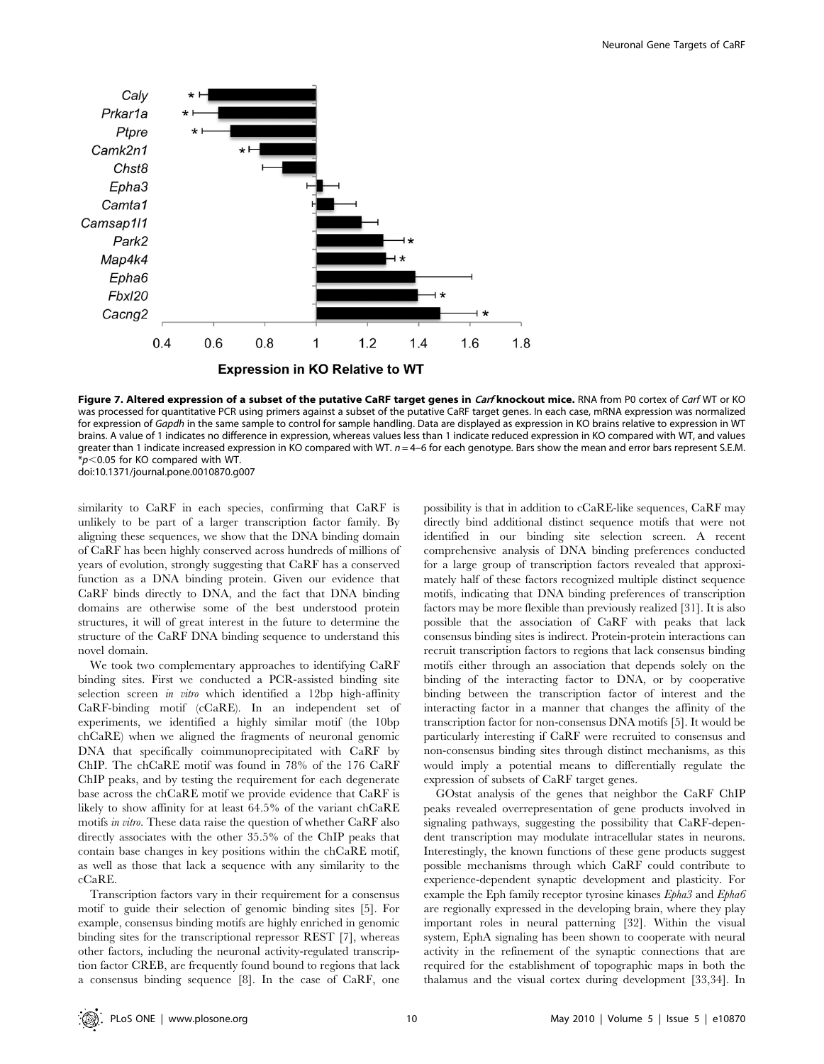**Figure 7. Altered expression of a subset of the putative CaRF target genes in *Carf* knockout mice.** RNA from P0 cortex of *Carf* WT or KO was processed for quantitative PCR using primers against a subset of the putative CaRF target genes. In each case, mRNA expression was normalized for expression of *Gapdh* in the same sample to control for sample handling. Data are displayed as expression in KO brains relative to expression in WT brains. A value of 1 indicates no difference in expression, whereas values less than 1 indicate reduced expression in KO compared with WT, and values greater than 1 indicate increased expression in KO compared with WT. $n = 4$–6 for each genotype. Bars show the mean and error bars represent S.E.M. \*$p < 0.05$ for KO compared with WT.
doi:10.1371/journal.pone.0010870.g007

similarity to CaRF in each species, confirming that CaRF is unlikely to be part of a larger transcription factor family. By aligning these sequences, we show that the DNA binding domain of CaRF has been highly conserved across hundreds of millions of years of evolution, strongly suggesting that CaRF has a conserved function as a DNA binding protein. Given our evidence that CaRF binds directly to DNA, and the fact that DNA binding domains are otherwise some of the best understood protein structures, it will of great interest in the future to determine the structure of the CaRF DNA binding sequence to understand this novel domain.

We took two complementary approaches to identifying CaRF binding sites. First we conducted a PCR-assisted binding site selection screen *in vitro* which identified a 12bp high-affinity CaRF-binding motif (cCaRE). In an independent set of experiments, we identified a highly similar motif (the 10bp chCaRE) when we aligned the fragments of neuronal genomic DNA that specifically coimmunoprecipitated with CaRF by ChIP. The chCaRE motif was found in 78% of the 176 CaRF ChIP peaks, and by testing the requirement for each degenerate base across the chCaRE motif we provide evidence that CaRF is likely to show affinity for at least 64.5% of the variant chCaRE motifs *in vitro*. These data raise the question of whether CaRF also directly associates with the other 35.5% of the ChIP peaks that contain base changes in key positions within the chCaRE motif, as well as those that lack a sequence with any similarity to the cCaRE.

Transcription factors vary in their requirement for a consensus motif to guide their selection of genomic binding sites [5]. For example, consensus binding motifs are highly enriched in genomic binding sites for the transcriptional repressor REST [7], whereas other factors, including the neuronal activity-regulated transcription factor CREB, are frequently found bound to regions that lack a consensus binding sequence [8]. In the case of CaRF, one possibility is that in addition to cCaRE-like sequences, CaRF may directly bind additional distinct sequence motifs that were not identified in our binding site selection screen. A recent comprehensive analysis of DNA binding preferences conducted for a large group of transcription factors revealed that approximately half of these factors recognized multiple distinct sequence motifs, indicating that DNA binding preferences of transcription factors may be more flexible than previously realized [31]. It is also possible that the association of CaRF with peaks that lack consensus binding sites is indirect. Protein-protein interactions can recruit transcription factors to regions that lack consensus binding motifs either through an association that depends solely on the binding of the interacting factor to DNA, or by cooperative binding between the transcription factor of interest and the interacting factor in a manner that changes the affinity of the transcription factor for non-consensus DNA motifs [5]. It would be particularly interesting if CaRF were recruited to consensus and non-consensus binding sites through distinct mechanisms, as this would imply a potential means to differentially regulate the expression of subsets of CaRF target genes.

GOstat analysis of the genes that neighbor the CaRF ChIP peaks revealed overrepresentation of gene products involved in signaling pathways, suggesting the possibility that CaRF-dependent transcription may modulate intracellular states in neurons. Interestingly, the known functions of these gene products suggest possible mechanisms through which CaRF could contribute to experience-dependent synaptic development and plasticity. For example the Eph family receptor tyrosine kinases *Epha3* and *Epha6* are regionally expressed in the developing brain, where they play important roles in neural patterning [32]. Within the visual system, EphA signaling has been shown to cooperate with neural activity in the refinement of the synaptic connections that are required for the establishment of topographic maps in both the thalamus and the visual cortex during development [33,34]. In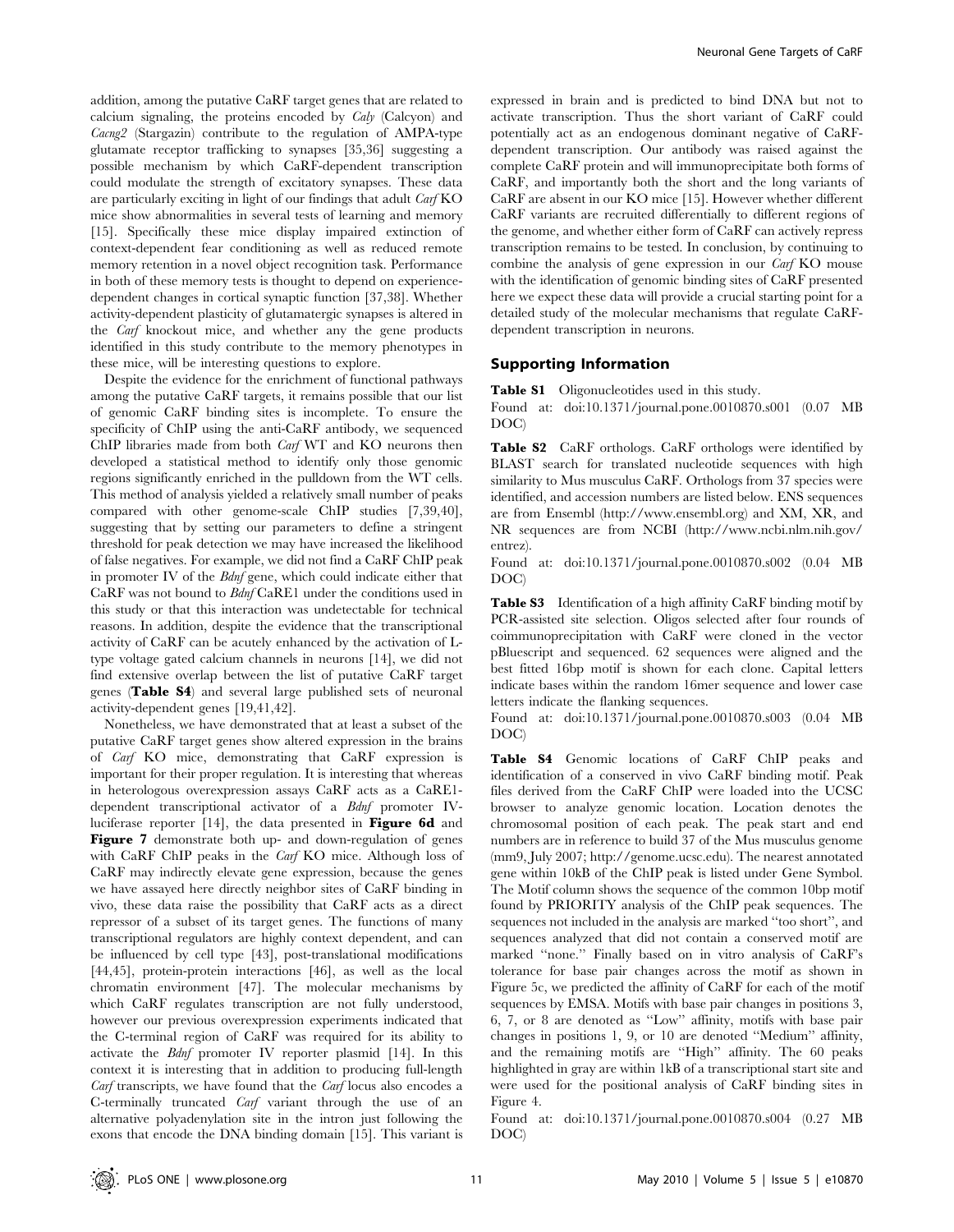addition, among the putative CaRF target genes that are related to calcium signaling, the proteins encoded by *Caly* (Calcyon) and *Cacng2* (Stargazin) contribute to the regulation of AMPA-type glutamate receptor trafficking to synapses [35,36] suggesting a possible mechanism by which CaRF-dependent transcription could modulate the strength of excitatory synapses. These data are particularly exciting in light of our findings that adult *Carf* KO mice show abnormalities in several tests of learning and memory [15]. Specifically these mice display impaired extinction of context-dependent fear conditioning as well as reduced remote memory retention in a novel object recognition task. Performance in both of these memory tests is thought to depend on experience-dependent changes in cortical synaptic function [37,38]. Whether activity-dependent plasticity of glutamatergic synapses is altered in the *Carf* knockout mice, and whether any the gene products identified in this study contribute to the memory phenotypes in these mice, will be interesting questions to explore.

Despite the evidence for the enrichment of functional pathways among the putative CaRF targets, it remains possible that our list of genomic CaRF binding sites is incomplete. To ensure the specificity of ChIP using the anti-CaRF antibody, we sequenced ChIP libraries made from both *Carf* WT and KO neurons then developed a statistical method to identify only those genomic regions significantly enriched in the pulldown from the WT cells. This method of analysis yielded a relatively small number of peaks compared with other genome-scale ChIP studies [7,39,40], suggesting that by setting our parameters to define a stringent threshold for peak detection we may have increased the likelihood of false negatives. For example, we did not find a CaRF ChIP peak in promoter IV of the *Bdnf* gene, which could indicate either that CaRF was not bound to *Bdnf* CaRE1 under the conditions used in this study or that this interaction was undetectable for technical reasons. In addition, despite the evidence that the transcriptional activity of CaRF can be acutely enhanced by the activation of L-type voltage gated calcium channels in neurons [14], we did not find extensive overlap between the list of putative CaRF target genes (**Table S4**) and several large published sets of neuronal activity-dependent genes [19,41,42].

Nonetheless, we have demonstrated that at least a subset of the putative CaRF target genes show altered expression in the brains of *Carf* KO mice, demonstrating that CaRF expression is important for their proper regulation. It is interesting that whereas in heterologous overexpression assays CaRF acts as a CaRE1-dependent transcriptional activator of a *Bdnf* promoter IV-luciferase reporter [14], the data presented in **Figure 6d** and **Figure 7** demonstrate both up- and down-regulation of genes with CaRF ChIP peaks in the *Carf* KO mice. Although loss of CaRF may indirectly elevate gene expression, because the genes we have assayed here directly neighbor sites of CaRF binding in vivo, these data raise the possibility that CaRF acts as a direct repressor of a subset of its target genes. The functions of many transcriptional regulators are highly context dependent, and can be influenced by cell type [43], post-translational modifications [44,45], protein-protein interactions [46], as well as the local chromatin environment [47]. The molecular mechanisms by which CaRF regulates transcription are not fully understood, however our previous overexpression experiments indicated that the C-terminal region of CaRF was required for its ability to activate the *Bdnf* promoter IV reporter plasmid [14]. In this context it is interesting that in addition to producing full-length *Carf* transcripts, we have found that the *Carf* locus also encodes a C-terminally truncated *Carf* variant through the use of an alternative polyadenylation site in the intron just following the exons that encode the DNA binding domain [15]. This variant is expressed in brain and is predicted to bind DNA but not to activate transcription. Thus the short variant of CaRF could potentially act as an endogenous dominant negative of CaRF-dependent transcription. Our antibody was raised against the complete CaRF protein and will immunoprecipitate both forms of CaRF, and importantly both the short and the long variants of CaRF are absent in our KO mice [15]. However whether different CaRF variants are recruited differentially to different regions of the genome, and whether either form of CaRF can actively repress transcription remains to be tested. In conclusion, by continuing to combine the analysis of gene expression in our *Carf* KO mouse with the identification of genomic binding sites of CaRF presented here we expect these data will provide a crucial starting point for a detailed study of the molecular mechanisms that regulate CaRF-dependent transcription in neurons.

## Supporting Information

**Table S1** Oligonucleotides used in this study.

Found at: doi:10.1371/journal.pone.0010870.s001 (0.07 MB DOC)

**Table S2** CaRF orthologs. CaRF orthologs were identified by BLAST search for translated nucleotide sequences with high similarity to Mus musculus CaRF. Orthologs from 37 species were identified, and accession numbers are listed below. ENS sequences are from Ensembl (http://www.ensembl.org) and XM, XR, and NR sequences are from NCBI (http://www.ncbi.nlm.nih.gov/entrez).

Found at: doi:10.1371/journal.pone.0010870.s002 (0.04 MB DOC)

**Table S3** Identification of a high affinity CaRF binding motif by PCR-assisted site selection. Oligos selected after four rounds of coimmunoprecipitation with CaRF were cloned in the vector pBluescript and sequenced. 62 sequences were aligned and the best fitted 16bp motif is shown for each clone. Capital letters indicate bases within the random 16mer sequence and lower case letters indicate the flanking sequences.

Found at: doi:10.1371/journal.pone.0010870.s003 (0.04 MB DOC)

**Table S4** Genomic locations of CaRF ChIP peaks and identification of a conserved in vivo CaRF binding motif. Peak files derived from the CaRF ChIP were loaded into the UCSC browser to analyze genomic location. Location denotes the chromosomal position of each peak. The peak start and end numbers are in reference to build 37 of the Mus musculus genome (mm9, July 2007; http://genome.ucsc.edu). The nearest annotated gene within 10kB of the ChIP peak is listed under Gene Symbol. The Motif column shows the sequence of the common 10bp motif found by PRIORITY analysis of the ChIP peak sequences. The sequences not included in the analysis are marked ''too short'', and sequences analyzed that did not contain a conserved motif are marked ''none.'' Finally based on in vitro analysis of CaRF's tolerance for base pair changes across the motif as shown in Figure 5c, we predicted the affinity of CaRF for each of the motif sequences by EMSA. Motifs with base pair changes in positions 3, 6, 7, or 8 are denoted as ''Low'' affinity, motifs with base pair changes in positions 1, 9, or 10 are denoted ''Medium'' affinity, and the remaining motifs are ''High'' affinity. The 60 peaks highlighted in gray are within 1kB of a transcriptional start site and were used for the positional analysis of CaRF binding sites in Figure 4.

Found at: doi:10.1371/journal.pone.0010870.s004 (0.27 MB DOC)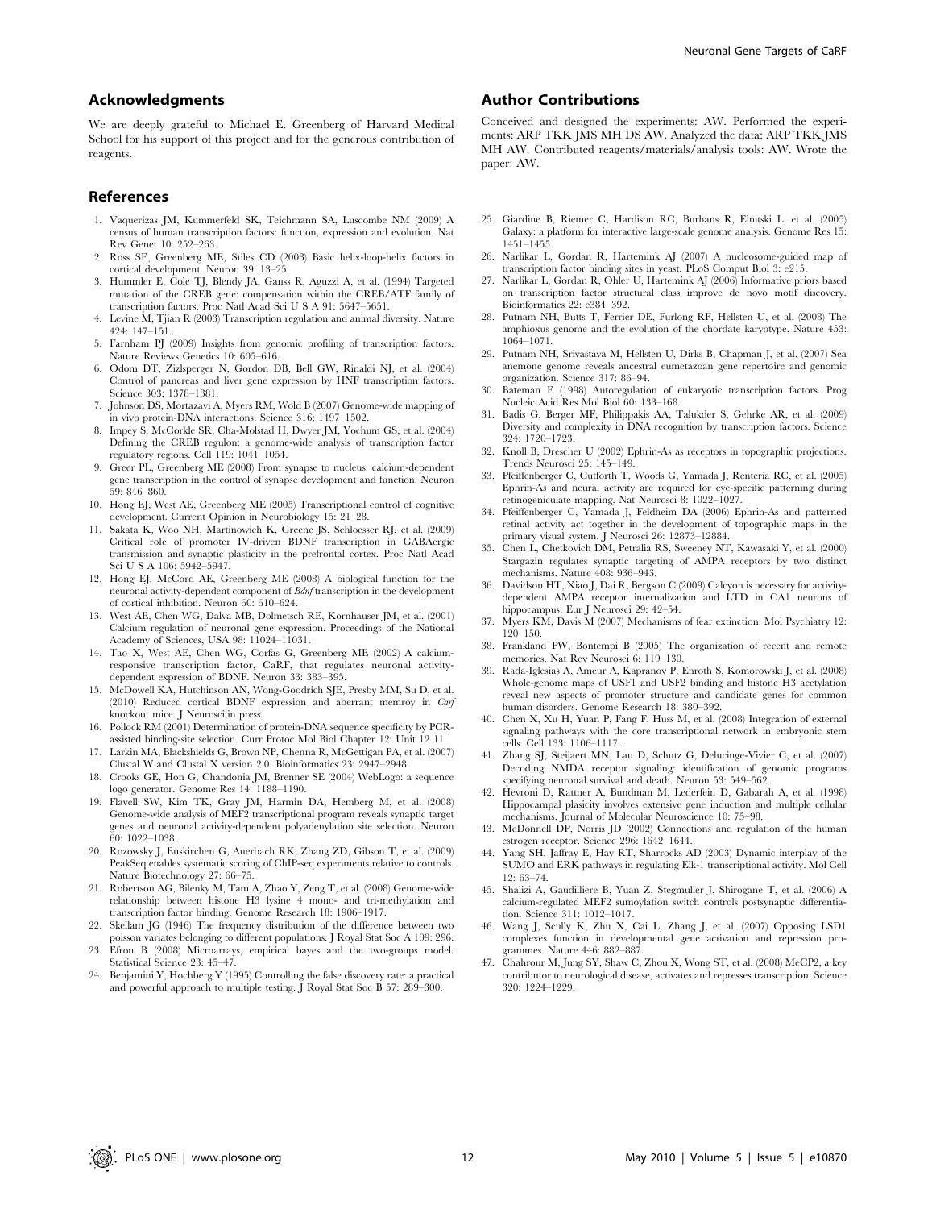## Acknowledgments

We are deeply grateful to Michael E. Greenberg of Harvard Medical School for his support of this project and for the generous contribution of reagents.

## Author Contributions

Conceived and designed the experiments: AW. Performed the experiments: ARP TKK JMS MH DS AW. Analyzed the data: ARP TKK JMS MH AW. Contributed reagents/materials/analysis tools: AW. Wrote the paper: AW.

## References

1. Vaquerizas JM, Kummerfeld SK, Teichmann SA, Luscombe NM (2009) A census of human transcription factors: function, expression and evolution. Nat Rev Genet 10: 252–263.
2. Ross SE, Greenberg ME, Stiles CD (2003) Basic helix-loop-helix factors in cortical development. Neuron 39: 13–25.
3. Hummler E, Cole TJ, Blendy JA, Ganss R, Aguzzi A, et al. (1994) Targeted mutation of the CREB gene: compensation within the CREB/ATF family of transcription factors. Proc Natl Acad Sci U S A 91: 5647–5651.
4. Levine M, Tjian R (2003) Transcription regulation and animal diversity. Nature 424: 147–151.
5. Farnham PJ (2009) Insights from genomic profiling of transcription factors. Nature Reviews Genetics 10: 605–616.
6. Odom DT, Zizlsperger N, Gordon DB, Bell GW, Rinaldi NJ, et al. (2004) Control of pancreas and liver gene expression by HNF transcription factors. Science 303: 1378–1381.
7. Johnson DS, Mortazavi A, Myers RM, Wold B (2007) Genome-wide mapping of in vivo protein-DNA interactions. Science 316: 1497–1502.
8. Impey S, McCorkle SR, Cha-Molstad H, Dwyer JM, Yochum GS, et al. (2004) Defining the CREB regulon: a genome-wide analysis of transcription factor regulatory regions. Cell 119: 1041–1054.
9. Greer PL, Greenberg ME (2008) From synapse to nucleus: calcium-dependent gene transcription in the control of synapse development and function. Neuron 59: 846–860.
10. Hong EJ, West AE, Greenberg ME (2005) Transcriptional control of cognitive development. Current Opinion in Neurobiology 15: 21–28.
11. Sakata K, Woo NH, Martinowich K, Greene JS, Schloesser RJ, et al. (2009) Critical role of promoter IV-driven BDNF transcription in GABAergic transmission and synaptic plasticity in the prefrontal cortex. Proc Natl Acad Sci U S A 106: 5942–5947.
12. Hong EJ, McCord AE, Greenberg ME (2008) A biological function for the neuronal activity-dependent component of *Bdnf* transcription in the development of cortical inhibition. Neuron 60: 610–624.
13. West AE, Chen WG, Dalva MB, Dolmetsch RE, Kornhauser JM, et al. (2001) Calcium regulation of neuronal gene expression. Proceedings of the National Academy of Sciences, USA 98: 11024–11031.
14. Tao X, West AE, Chen WG, Corfas G, Greenberg ME (2002) A calcium-responsive transcription factor, CaRF, that regulates neuronal activity-dependent expression of BDNF. Neuron 33: 383–395.
15. McDowell KA, Hutchinson AN, Wong-Goodrich SJE, Presby MM, Su D, et al. (2010) Reduced cortical BDNF expression and aberrant memroy in *Carf* knockout mice. J Neurosci;in press.
16. Pollock RM (2001) Determination of protein-DNA sequence specificity by PCR-assisted binding-site selection. Curr Protoc Mol Biol Chapter 12: Unit 12 11.
17. Larkin MA, Blackshields G, Brown NP, Chenna R, McGettigan PA, et al. (2007) Clustal W and Clustal X version 2.0. Bioinformatics 23: 2947–2948.
18. Crooks GE, Hon G, Chandonia JM, Brenner SE (2004) WebLogo: a sequence logo generator. Genome Res 14: 1188–1190.
19. Flavell SW, Kim TK, Gray JM, Harmin DA, Hemberg M, et al. (2008) Genome-wide analysis of MEF2 transcriptional program reveals synaptic target genes and neuronal activity-dependent polyadenylation site selection. Neuron 60: 1022–1038.
20. Rozowsky J, Euskirchen G, Auerbach RK, Zhang ZD, Gibson T, et al. (2009) PeakSeq enables systematic scoring of ChIP-seq experiments relative to controls. Nature Biotechnology 27: 66–75.
21. Robertson AG, Bilenky M, Tam A, Zhao Y, Zeng T, et al. (2008) Genome-wide relationship between histone H3 lysine 4 mono- and tri-methylation and transcription factor binding. Genome Research 18: 1906–1917.
22. Skellam JG (1946) The frequency distribution of the difference between two poisson variates belonging to different populations. J Royal Stat Soc A 109: 296.
23. Efron B (2008) Microarrays, empirical bayes and the two-groups model. Statistical Science 23: 45–47.
24. Benjamini Y, Hochberg Y (1995) Controlling the false discovery rate: a practical and powerful approach to multiple testing. J Royal Stat Soc B 57: 289–300.
25. Giardine B, Riemer C, Hardison RC, Burhans R, Elnitski L, et al. (2005) Galaxy: a platform for interactive large-scale genome analysis. Genome Res 15: 1451–1455.
26. Narlikar L, Gordan R, Hartemink AJ (2007) A nucleosome-guided map of transcription factor binding sites in yeast. PLoS Comput Biol 3: e215.
27. Narlikar L, Gordan R, Ohler U, Hartemink AJ (2006) Informative priors based on transcription factor structural class improve de novo motif discovery. Bioinformatics 22: e384–392.
28. Putnam NH, Butts T, Ferrier DE, Furlong RF, Hellsten U, et al. (2008) The amphioxus genome and the evolution of the chordate karyotype. Nature 453: 1064–1071.
29. Putnam NH, Srivastava M, Hellsten U, Dirks B, Chapman J, et al. (2007) Sea anemone genome reveals ancestral eumetazoan gene repertoire and genomic organization. Science 317: 86–94.
30. Bateman E (1998) Autoregulation of eukaryotic transcription factors. Prog Nucleic Acid Res Mol Biol 60: 133–168.
31. Badis G, Berger MF, Philippakis AA, Talukder S, Gehrke AR, et al. (2009) Diversity and complexity in DNA recognition by transcription factors. Science 324: 1720–1723.
32. Knoll B, Drescher U (2002) Ephrin-As as receptors in topographic projections. Trends Neurosci 25: 145–149.
33. Pfeiffenberger C, Cutforth T, Woods G, Yamada J, Renteria RC, et al. (2005) Ephrin-As and neural activity are required for eye-specific patterning during retinogeniculate mapping. Nat Neurosci 8: 1022–1027.
34. Pfeiffenberger C, Yamada J, Feldheim DA (2006) Ephrin-As and patterned retinal activity act together in the development of topographic maps in the primary visual system. J Neurosci 26: 12873–12884.
35. Chen L, Chetkovich DM, Petralia RS, Sweeney NT, Kawasaki Y, et al. (2000) Stargazin regulates synaptic targeting of AMPA receptors by two distinct mechanisms. Nature 408: 936–943.
36. Davidson HT, Xiao J, Dai R, Bergson C (2009) Calcyon is necessary for activity-dependent AMPA receptor internalization and LTD in CA1 neurons of hippocampus. Eur J Neurosci 29: 42–54.
37. Myers KM, Davis M (2007) Mechanisms of fear extinction. Mol Psychiatry 12: 120–150.
38. Frankland PW, Bontempi B (2005) The organization of recent and remote memories. Nat Rev Neurosci 6: 119–130.
39. Rada-Iglesias A, Ameur A, Kapranov P, Enroth S, Komorowski J, et al. (2008) Whole-genome maps of USF1 and USF2 binding and histone H3 acetylation reveal new aspects of promoter structure and candidate genes for common human disorders. Genome Research 18: 380–392.
40. Chen X, Xu H, Yuan P, Fang F, Huss M, et al. (2008) Integration of external signaling pathways with the core transcriptional network in embryonic stem cells. Cell 133: 1106–1117.
41. Zhang SJ, Steijaert MN, Lau D, Schutz G, Delucinge-Vivier C, et al. (2007) Decoding NMDA receptor signaling: identification of genomic programs specifying neuronal survival and death. Neuron 53: 549–562.
42. Hevroni D, Rattner A, Bundman M, Lederfein D, Gabarah A, et al. (1998) Hippocampal plasicity involves extensive gene induction and multiple cellular mechanisms. Journal of Molecular Neuroscience 10: 75–98.
43. McDonnell DP, Norris JD (2002) Connections and regulation of the human estrogen receptor. Science 296: 1642–1644.
44. Yang SH, Jaffray E, Hay RT, Sharrocks AD (2003) Dynamic interplay of the SUMO and ERK pathways in regulating Elk-1 transcriptional activity. Mol Cell 12: 63–74.
45. Shalizi A, Gaudilliere B, Yuan Z, Stegmuller J, Shirogane T, et al. (2006) A calcium-regulated MEF2 sumoylation switch controls postsynaptic differentiation. Science 311: 1012–1017.
46. Wang J, Scully K, Zhu X, Cai L, Zhang J, et al. (2007) Opposing LSD1 complexes function in developmental gene activation and repression programmes. Nature 446: 882–887.
47. Chahrour M, Jung SY, Shaw C, Zhou X, Wong ST, et al. (2008) MeCP2, a key contributor to neurological disease, activates and represses transcription. Science 320: 1224–1229.